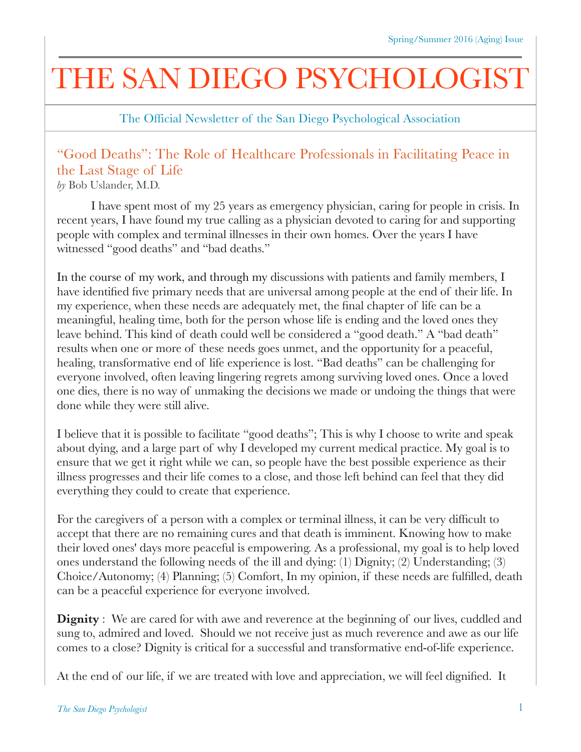# THE SAN DIEGO PSYCHOLOGIST

The Official Newsletter of the San Diego Psychological Association

## "Good Deaths": The Role of Healthcare Professionals in Facilitating Peace in the Last Stage of Life

*by* Bob Uslander, M.D.

I have spent most of my 25 years as emergency physician, caring for people in crisis. In recent years, I have found my true calling as a physician devoted to caring for and supporting people with complex and terminal illnesses in their own homes. Over the years I have witnessed "good deaths" and "bad deaths."

In the course of my work, and through my discussions with patients and family members, I have identified five primary needs that are universal among people at the end of their life. In my experience, when these needs are adequately met, the final chapter of life can be a meaningful, healing time, both for the person whose life is ending and the loved ones they leave behind. This kind of death could well be considered a "good death." A "bad death" results when one or more of these needs goes unmet, and the opportunity for a peaceful, healing, transformative end of life experience is lost. "Bad deaths" can be challenging for everyone involved, often leaving lingering regrets among surviving loved ones. Once a loved one dies, there is no way of unmaking the decisions we made or undoing the things that were done while they were still alive.

I believe that it is possible to facilitate "good deaths"; This is why I choose to write and speak about dying, and a large part of why I developed my current medical practice. My goal is to ensure that we get it right while we can, so people have the best possible experience as their illness progresses and their life comes to a close, and those left behind can feel that they did everything they could to create that experience.

For the caregivers of a person with a complex or terminal illness, it can be very difficult to accept that there are no remaining cures and that death is imminent. Knowing how to make their loved ones' days more peaceful is empowering. As a professional, my goal is to help loved ones understand the following needs of the ill and dying: (1) Dignity; (2) Understanding; (3) Choice/Autonomy; (4) Planning; (5) Comfort, In my opinion, if these needs are fulfilled, death can be a peaceful experience for everyone involved.

**Dignity** : We are cared for with awe and reverence at the beginning of our lives, cuddled and sung to, admired and loved. Should we not receive just as much reverence and awe as our life comes to a close? Dignity is critical for a successful and transformative end-of-life experience.

At the end of our life, if we are treated with love and appreciation, we will feel dignified. It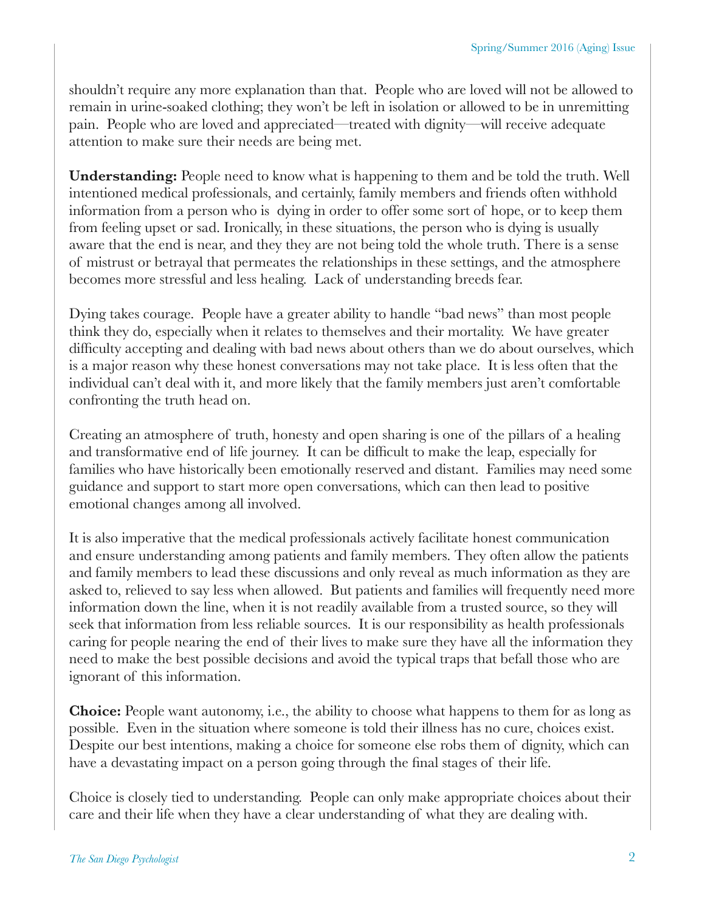shouldn't require any more explanation than that. People who are loved will not be allowed to remain in urine-soaked clothing; they won't be left in isolation or allowed to be in unremitting pain. People who are loved and appreciated—treated with dignity—will receive adequate attention to make sure their needs are being met.

**Understanding:** People need to know what is happening to them and be told the truth. Well intentioned medical professionals, and certainly, family members and friends often withhold information from a person who is dying in order to offer some sort of hope, or to keep them from feeling upset or sad. Ironically, in these situations, the person who is dying is usually aware that the end is near, and they they are not being told the whole truth. There is a sense of mistrust or betrayal that permeates the relationships in these settings, and the atmosphere becomes more stressful and less healing. Lack of understanding breeds fear.

Dying takes courage. People have a greater ability to handle "bad news" than most people think they do, especially when it relates to themselves and their mortality. We have greater difficulty accepting and dealing with bad news about others than we do about ourselves, which is a major reason why these honest conversations may not take place. It is less often that the individual can't deal with it, and more likely that the family members just aren't comfortable confronting the truth head on.

Creating an atmosphere of truth, honesty and open sharing is one of the pillars of a healing and transformative end of life journey. It can be difficult to make the leap, especially for families who have historically been emotionally reserved and distant. Families may need some guidance and support to start more open conversations, which can then lead to positive emotional changes among all involved.

It is also imperative that the medical professionals actively facilitate honest communication and ensure understanding among patients and family members. They often allow the patients and family members to lead these discussions and only reveal as much information as they are asked to, relieved to say less when allowed. But patients and families will frequently need more information down the line, when it is not readily available from a trusted source, so they will seek that information from less reliable sources. It is our responsibility as health professionals caring for people nearing the end of their lives to make sure they have all the information they need to make the best possible decisions and avoid the typical traps that befall those who are ignorant of this information.

**Choice:** People want autonomy, i.e., the ability to choose what happens to them for as long as possible. Even in the situation where someone is told their illness has no cure, choices exist. Despite our best intentions, making a choice for someone else robs them of dignity, which can have a devastating impact on a person going through the final stages of their life.

Choice is closely tied to understanding. People can only make appropriate choices about their care and their life when they have a clear understanding of what they are dealing with.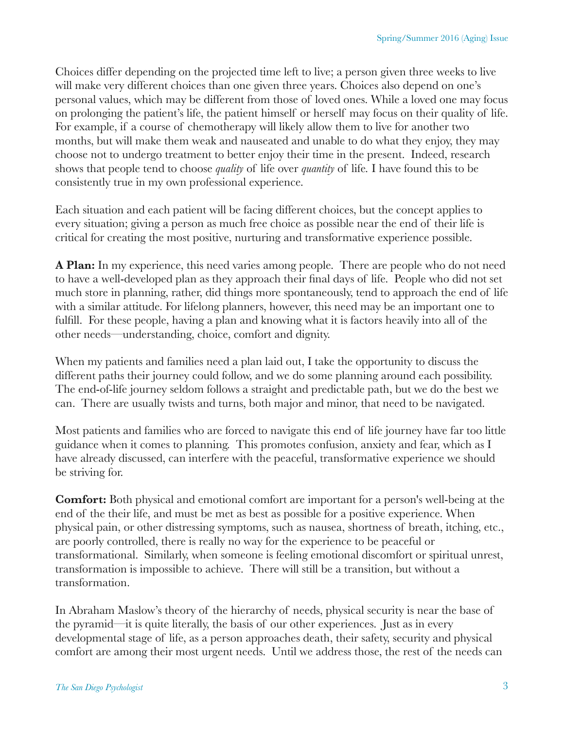Choices differ depending on the projected time left to live; a person given three weeks to live will make very different choices than one given three years. Choices also depend on one's personal values, which may be different from those of loved ones. While a loved one may focus on prolonging the patient's life, the patient himself or herself may focus on their quality of life. For example, if a course of chemotherapy will likely allow them to live for another two months, but will make them weak and nauseated and unable to do what they enjoy, they may choose not to undergo treatment to better enjoy their time in the present. Indeed, research shows that people tend to choose *quality* of life over *quantity* of life. I have found this to be consistently true in my own professional experience.

Each situation and each patient will be facing different choices, but the concept applies to every situation; giving a person as much free choice as possible near the end of their life is critical for creating the most positive, nurturing and transformative experience possible.

**A Plan:** In my experience, this need varies among people. There are people who do not need to have a well-developed plan as they approach their final days of life. People who did not set much store in planning, rather, did things more spontaneously, tend to approach the end of life with a similar attitude. For lifelong planners, however, this need may be an important one to fulfill. For these people, having a plan and knowing what it is factors heavily into all of the other needs—understanding, choice, comfort and dignity.

When my patients and families need a plan laid out, I take the opportunity to discuss the different paths their journey could follow, and we do some planning around each possibility. The end-of-life journey seldom follows a straight and predictable path, but we do the best we can. There are usually twists and turns, both major and minor, that need to be navigated.

Most patients and families who are forced to navigate this end of life journey have far too little guidance when it comes to planning. This promotes confusion, anxiety and fear, which as I have already discussed, can interfere with the peaceful, transformative experience we should be striving for.

**Comfort:** Both physical and emotional comfort are important for a person's well-being at the end of the their life, and must be met as best as possible for a positive experience. When physical pain, or other distressing symptoms, such as nausea, shortness of breath, itching, etc., are poorly controlled, there is really no way for the experience to be peaceful or transformational. Similarly, when someone is feeling emotional discomfort or spiritual unrest, transformation is impossible to achieve. There will still be a transition, but without a transformation.

In Abraham Maslow's theory of the hierarchy of needs, physical security is near the base of the pyramid—it is quite literally, the basis of our other experiences. Just as in every developmental stage of life, as a person approaches death, their safety, security and physical comfort are among their most urgent needs. Until we address those, the rest of the needs can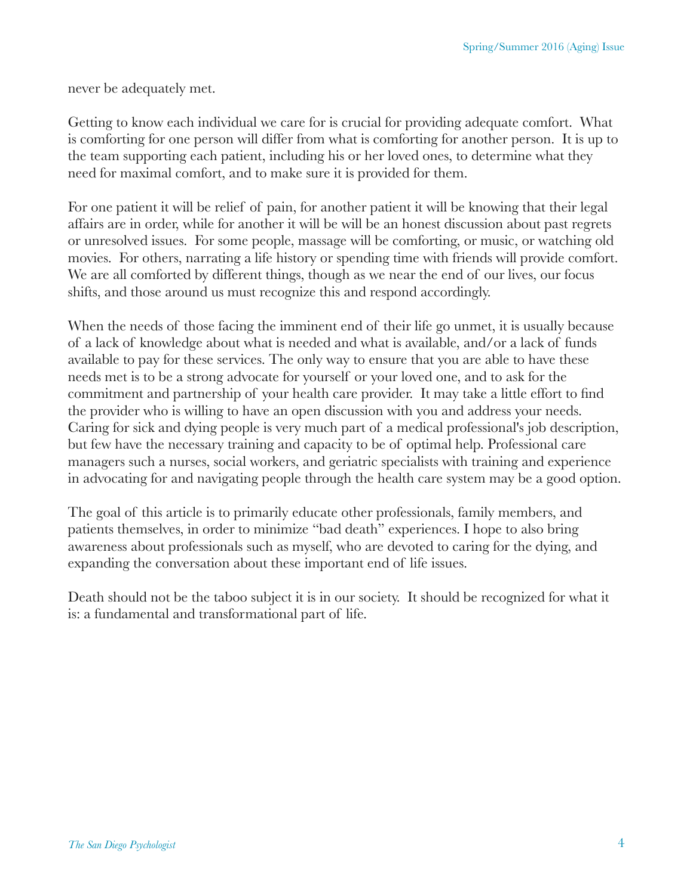never be adequately met.

Getting to know each individual we care for is crucial for providing adequate comfort. What is comforting for one person will differ from what is comforting for another person. It is up to the team supporting each patient, including his or her loved ones, to determine what they need for maximal comfort, and to make sure it is provided for them.

For one patient it will be relief of pain, for another patient it will be knowing that their legal affairs are in order, while for another it will be will be an honest discussion about past regrets or unresolved issues. For some people, massage will be comforting, or music, or watching old movies. For others, narrating a life history or spending time with friends will provide comfort. We are all comforted by different things, though as we near the end of our lives, our focus shifts, and those around us must recognize this and respond accordingly.

When the needs of those facing the imminent end of their life go unmet, it is usually because of a lack of knowledge about what is needed and what is available, and/or a lack of funds available to pay for these services. The only way to ensure that you are able to have these needs met is to be a strong advocate for yourself or your loved one, and to ask for the commitment and partnership of your health care provider. It may take a little effort to find the provider who is willing to have an open discussion with you and address your needs. Caring for sick and dying people is very much part of a medical professional's job description, but few have the necessary training and capacity to be of optimal help. Professional care managers such a nurses, social workers, and geriatric specialists with training and experience in advocating for and navigating people through the health care system may be a good option.

The goal of this article is to primarily educate other professionals, family members, and patients themselves, in order to minimize "bad death" experiences. I hope to also bring awareness about professionals such as myself, who are devoted to caring for the dying, and expanding the conversation about these important end of life issues.

Death should not be the taboo subject it is in our society. It should be recognized for what it is: a fundamental and transformational part of life.